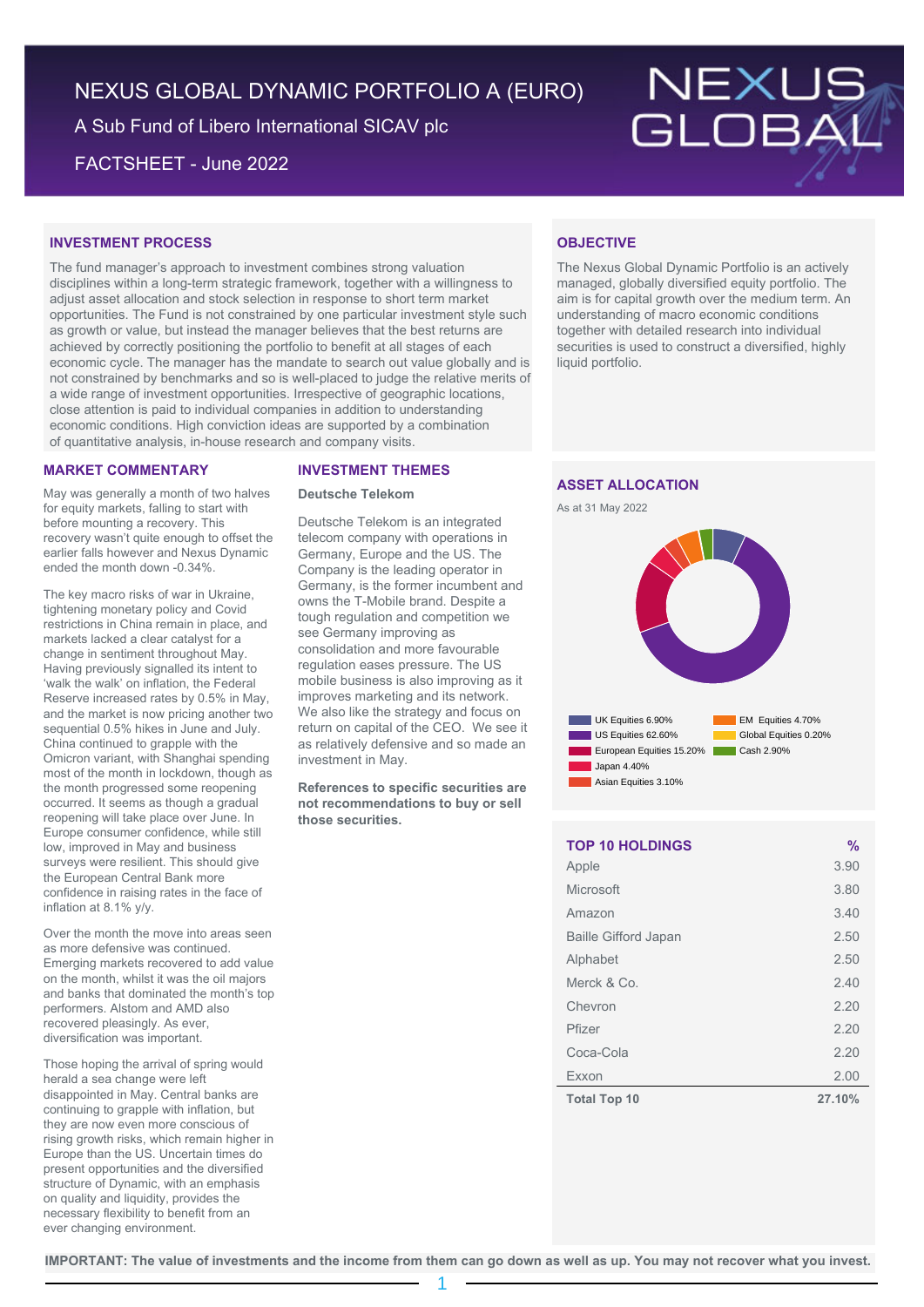# NEXUS GLOBAL DYNAMIC PORTFOLIO A (EURO)

A Sub Fund of Libero International SICAV plc

FACTSHEET - June 2022

NEXUS GLOBAL

## INVESTMENT PROCESS

The fund manager's approach to investment combines strong valuation disciplines within a long-term strategic framework, together with a willingness to adjust asset allocation and stock selection in response to short term market opportunities. The Fund is not constrained by one particular investment style such as growth or value, but instead the manager believes that the best returns are achieved by correctly positioning the portfolio to benefit at all stages of each economic cycle. The manager has the mandate to search out value globally and is not constrained by benchmarks and so is well-placed to judge the relative merits of a wide range of investment opportunities. Irrespective of geographic locations, close attention is paid to individual companies in addition to understanding economic conditions. High conviction ideas are supported by a combination of quantitative analysis, in-house research and company visits.

## OBJECTIVE

The Nexus Global Dynamic Portfolio is an actively managed, globally diversified equity portfolio. The aim is for capital growth over the medium term. An understanding of macro economic conditions together with detailed research into individual securities is used to construct a diversified, highly liquid portfolio.

## MARKET COMMENTARY

May was generally a month of two halves for equity markets, falling to start with before mounting a recovery. This recovery wasn't quite enough to offset the earlier falls however and Nexus Dynamic ended the month down -0.34%.

The key macro risks of war in Ukraine, tightening monetary policy and Covid restrictions in China remain in place, and markets lacked a clear catalyst for a change in sentiment throughout May. Having previously signalled its intent to 'walk the walk' on inflation, the Federal Reserve increased rates by 0.5% in May, and the market is now pricing another two sequential 0.5% hikes in June and July. China continued to grapple with the Omicron variant, with Shanghai spending most of the month in lockdown, though as the month progressed some reopening occurred. It seems as though a gradual reopening will take place over June. In Europe consumer confidence, while still low, improved in May and business surveys were resilient. This should give the European Central Bank more confidence in raising rates in the face of inflation at 8.1% y/y.

Over the month the move into areas seen as more defensive was continued. Emerging markets recovered to add value on the month, whilst it was the oil majors and banks that dominated the month's top performers. Alstom and AMD also recovered pleasingly. As ever, diversification was important.

Those hoping the arrival of spring would herald a sea change were left disappointed in May. Central banks are continuing to grapple with inflation, but they are now even more conscious of rising growth risks, which remain higher in Europe than the US. Uncertain times do present opportunities and the diversified structure of Dynamic, with an emphasis on quality and liquidity, provides the necessary flexibility to benefit from an ever changing environment.

## INVESTMENT THEMES

### Deutsche Telekom

Deutsche Telekom is an integrated telecom company with operations in Germany, Europe and the US. The Company is the leading operator in Germany, is the former incumbent and owns the T-Mobile brand. Despite a tough regulation and competition we see Germany improving as consolidation and more favourable regulation eases pressure. The US mobile business is also improving as it improves marketing and its network. We also like the strategy and focus on return on capital of the CEO. We see it as relatively defensive and so made an investment in May.

**References to specific securities are not recommendations to buy or sell those securities.**

## ASSET ALLOCATION

As at 31 May 2022

| Asset Class | % |
|---|---|
| UK Equities | 6.90% |
| US Equities | 62.60% |
| European Equities | 15.20% |
| Japan | 4.40% |
| Asian Equities | 3.10% |
| EM Equities | 4.70% |
| Global Equities | 0.20% |
| Cash | 2.90% |

## TOP 10 HOLDINGS

| TOP 10 HOLDINGS | % |
|---|---|
| Apple | 3.90 |
| Microsoft | 3.80 |
| Amazon | 3.40 |
| Baille Gifford Japan | 2.50 |
| Alphabet | 2.50 |
| Merck & Co. | 2.40 |
| Chevron | 2.20 |
| Pfizer | 2.20 |
| Coca-Cola | 2.20 |
| Exxon | 2.00 |
| **Total Top 10** | **27.10%** |

**IMPORTANT: The value of investments and the income from them can go down as well as up. You may not recover what you invest.**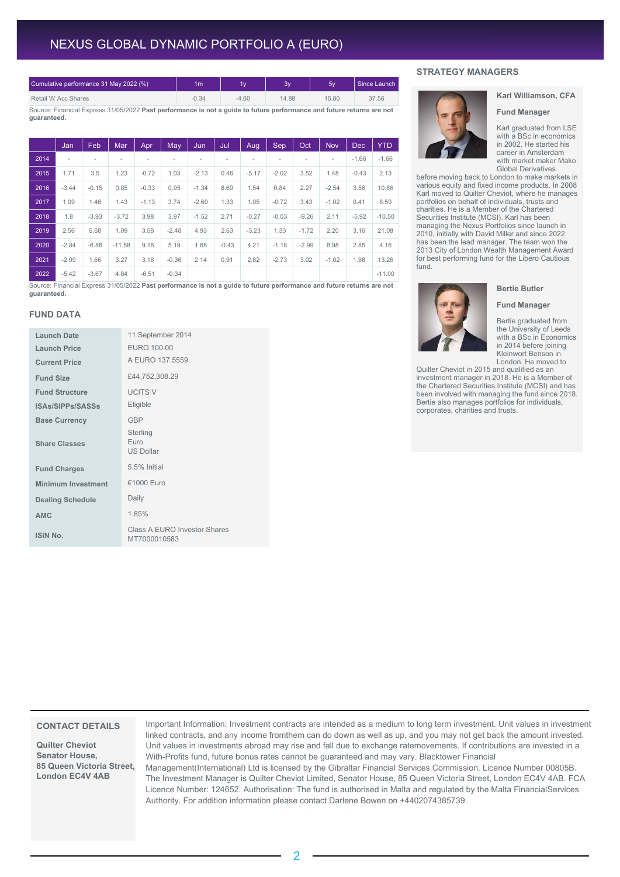# NEXUS GLOBAL DYNAMIC PORTFOLIO A (EURO)

| Cumulative performance 31 May 2022 (%) | 1m | 1y | 3y | 5y | Since Launch |
|---|---|---|---|---|---|
| Retail 'A' Acc Shares | -0.34 | -4.60 | 14.88 | 15.80 | 37.56 |

Source: Financial Express 31/05/2022 **Past performance is not a guide to future performance and future returns are not guaranteed.**

| | Jan | Feb | Mar | Apr | May | Jun | Jul | Aug | Sep | Oct | Nov | Dec | YTD |
|---|---|---|---|---|---|---|---|---|---|---|---|---|---|
| 2014 | - | - | - | - | - | - | - | - | - | - | - | -1.66 | -1.66 |
| 2015 | 1.71 | 3.5 | 1.23 | -0.72 | 1.03 | -2.13 | 0.46 | -5.17 | -2.02 | 3.52 | 1.48 | -0.43 | 2.13 |
| 2016 | -3.44 | -0.15 | 0.85 | -0.33 | 0.95 | -1.34 | 8.69 | 1.54 | 0.84 | 2.27 | -2.54 | 3.56 | 10.86 |
| 2017 | 1.09 | 1.46 | 1.43 | -1.13 | 3.74 | -2.60 | 1.33 | 1.05 | -0.72 | 3.43 | -1.02 | 0.41 | 8.59 |
| 2018 | 1.8 | -3.93 | -3.72 | 3.98 | 3.97 | -1.52 | 2.71 | -0.27 | -0.03 | -9.26 | 2.11 | -5.92 | -10.50 |
| 2019 | 2.56 | 5.68 | 1.09 | 3.58 | -2.48 | 4.93 | 2.63 | -3.23 | 1.33 | -1.72 | 2.20 | 3.16 | 21.08 |
| 2020 | -2.84 | -6.86 | -11.58 | 9.16 | 5.19 | 1.68 | -0.43 | 4.21 | -1.18 | -2.99 | 8.98 | 2.85 | 4.16 |
| 2021 | -2.09 | 1.66 | 3.27 | 3.18 | -0.36 | 2.14 | 0.91 | 2.82 | -2.73 | 3.02 | -1.02 | 1.98 | 13.26 |
| 2022 | -5.42 | -3.67 | 4.84 | -6.51 | -0.34 | | | | | | | | -11.00 |

Source: Financial Express 31/05/2022 **Past performance is not a guide to future performance and future returns are not guaranteed.**

## FUND DATA

| | |
|---|---|
| Launch Date | 11 September 2014 |
| Launch Price | EURO 100.00 |
| Current Price | A EURO 137.5559 |
| Fund Size | £44,752,308.29 |
| Fund Structure | UCITS V |
| ISAs/SIPPs/SASSs | Eligible |
| Base Currency | GBP |
| Share Classes | Sterling<br>Euro<br>US Dollar |
| Fund Charges | 5.5% Initial |
| Minimum Investment | €1000 Euro |
| Dealing Schedule | Daily |
| AMC | 1.85% |
| ISIN No. | Class A EURO Investor Shares<br>MT7000010583 |

## STRATEGY MANAGERS

**Karl Williamson, CFA**

**Fund Manager**

Karl graduated from LSE with a BSc in economics in 2002. He started his career in Amsterdam with market maker Mako Global Derivatives before moving back to London to make markets in various equity and fixed income products. In 2008 Karl moved to Quilter Cheviot, where he manages portfolios on behalf of individuals, trusts and charities. He is a Member of the Chartered Securities Institute (MCSI). Karl has been managing the Nexus Portfolios since launch in 2010, initially with David Miller and since 2022 has been the lead manager. The team won the 2013 City of London Wealth Management Award for best performing fund for the Libero Cautious fund.

**Bertie Butler**

**Fund Manager**

Bertie graduated from the University of Leeds with a BSc in Economics in 2014 before joining Kleinwort Benson in London. He moved to Quilter Cheviot in 2015 and qualified as an investment manager in 2018. He is a Member of the Chartered Securities Institute (MCSI) and has been involved with managing the fund since 2018. Bertie also manages portfolios for individuals, corporates, charities and trusts.

## CONTACT DETAILS

**Quilter Cheviot**
**Senator House,**
**85 Queen Victoria Street,**
**London EC4V 4AB**

Important Information: Investment contracts are intended as a medium to long term investment. Unit values in investment linked contracts, and any income fromthem can do down as well as up, and you may not get back the amount invested. Unit values in investments abroad may rise and fall due to exchange ratemovements. If contributions are invested in a With-Profits fund, future bonus rates cannot be guaranteed and may vary. Blacktower Financial Management(International) Ltd is licensed by the Gibraltar Financial Services Commission. Licence Number 00805B. The Investment Manager is Quilter Cheviot Limited, Senator House, 85 Queen Victoria Street, London EC4V 4AB. FCA Licence Number: 124652. Authorisation: The fund is authorised in Malta and regulated by the Malta FinancialServices Authority. For addition information please contact Darlene Bowen on +4402074385739.